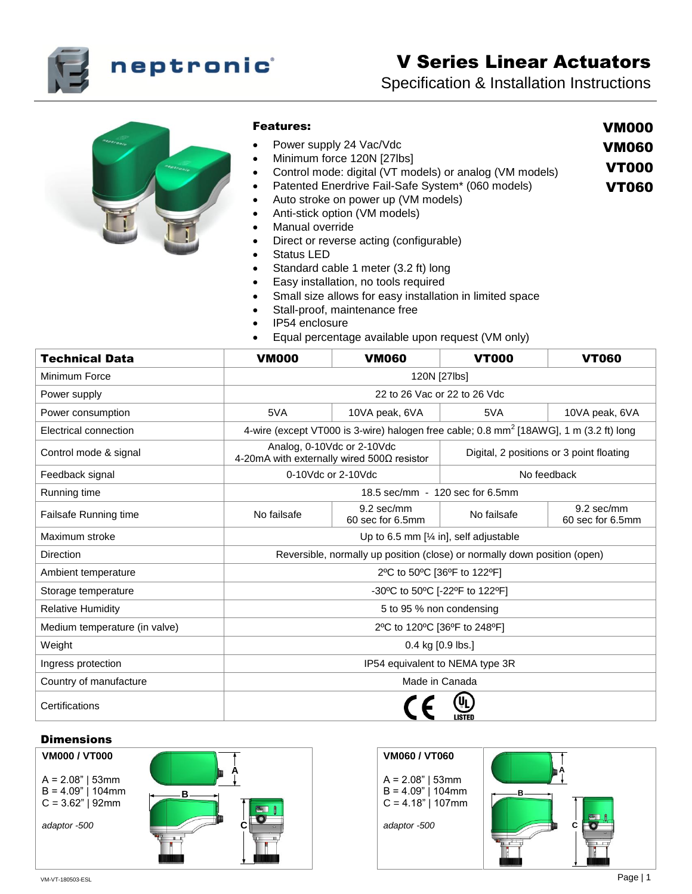# V Series Linear Actuators

Specification & Installation Instructions

**VM000**
**VM060**
**VT000**
**VT060**

## Features:

- Power supply 24 Vac/Vdc
- Minimum force 120N [27lbs]
- Control mode: digital (VT models) or analog (VM models)
- Patented Enerdrive Fail-Safe System* (060 models)
- Auto stroke on power up (VM models)
- Anti-stick option (VM models)
- Manual override
- Direct or reverse acting (configurable)
- Status LED
- Standard cable 1 meter (3.2 ft) long
- Easy installation, no tools required
- Small size allows for easy installation in limited space
- Stall-proof, maintenance free
- IP54 enclosure
- Equal percentage available upon request (VM only)

| Technical Data | VM000 | VM060 | VT000 | VT060 |
|---|---|---|---|---|
| Minimum Force | 120N [27lbs] | | | |
| Power supply | 22 to 26 Vac or 22 to 26 Vdc | | | |
| Power consumption | 5VA | 10VA peak, 6VA | 5VA | 10VA peak, 6VA |
| Electrical connection | 4-wire (except VT000 is 3-wire) halogen free cable; 0.8 mm$^2$ [18AWG], 1 m (3.2 ft) long | | | |
| Control mode & signal | Analog, 0-10Vdc or 2-10Vdc 4-20mA with externally wired 500Ω resistor | | Digital, 2 positions or 3 point floating | |
| Feedback signal | 0-10Vdc or 2-10Vdc | | No feedback | |
| Running time | 18.5 sec/mm - 120 sec for 6.5mm | | | |
| Failsafe Running time | No failsafe | 9.2 sec/mm 60 sec for 6.5mm | No failsafe | 9.2 sec/mm 60 sec for 6.5mm |
| Maximum stroke | Up to 6.5 mm [¼ in], self adjustable | | | |
| Direction | Reversible, normally up position (close) or normally down position (open) | | | |
| Ambient temperature | 2ºC to 50ºC [36ºF to 122ºF] | | | |
| Storage temperature | -30ºC to 50ºC [-22ºF to 122ºF] | | | |
| Relative Humidity | 5 to 95 % non condensing | | | |
| Medium temperature (in valve) | 2ºC to 120ºC [36ºF to 248ºF] | | | |
| Weight | 0.4 kg [0.9 lbs.] | | | |
| Ingress protection | IP54 equivalent to NEMA type 3R | | | |
| Country of manufacture | Made in Canada | | | |
| Certifications | CE, UL Listed | | | |

## Dimensions

**VM000 / VT000**

A = 2.08" | 53mm
B = 4.09" | 104mm
C = 3.62" | 92mm

*adaptor -500*

**VM060 / VT060**

A = 2.08" | 53mm
B = 4.09" | 104mm
C = 4.18" | 107mm

*adaptor -500*

VM-VT-180503-ESL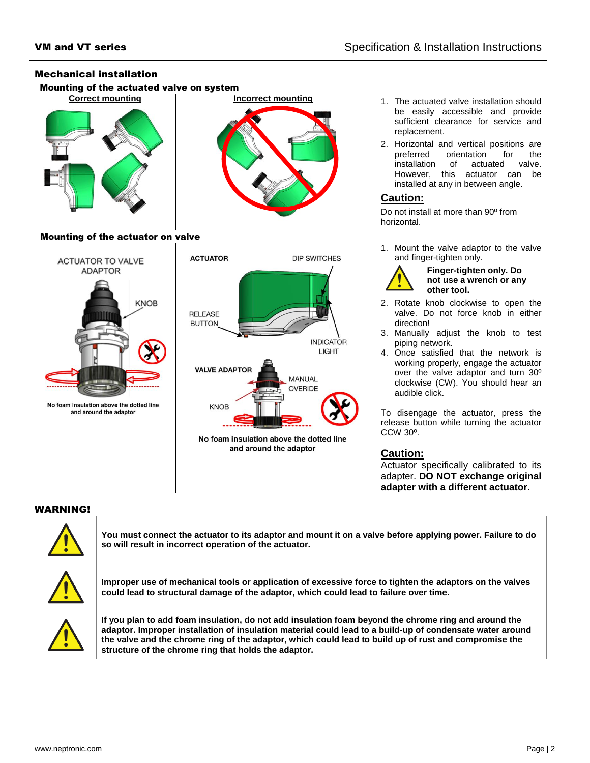## Mechanical installation

### Mounting of the actuated valve on system

**Correct mounting** | **Incorrect mounting**

1. The actuated valve installation should be easily accessible and provide sufficient clearance for service and replacement.
2. Horizontal and vertical positions are preferred orientation for the installation of actuated valve. However, this actuator can be installed at any in between angle.

**Caution:**

Do not install at more than 90º from horizontal.

### Mounting of the actuator on valve

ACTUATOR TO VALVE ADAPTOR

KNOB

No foam insulation above the dotted line and around the adaptor

ACTUATOR

DIP SWITCHES

RELEASE BUTTON

INDICATOR LIGHT

VALVE ADAPTOR

MANUAL OVERIDE

KNOB

No foam insulation above the dotted line and around the adaptor

1. Mount the valve adaptor to the valve and finger-tighten only.

   **Finger-tighten only. Do not use a wrench or any other tool.**

2. Rotate knob clockwise to open the valve. Do not force knob in either direction!
3. Manually adjust the knob to test piping network.
4. Once satisfied that the network is working properly, engage the actuator over the valve adaptor and turn 30º clockwise (CW). You should hear an audible click.

To disengage the actuator, press the release button while turning the actuator CCW 30º.

**Caution:**

Actuator specifically calibrated to its adapter. **DO NOT exchange original adapter with a different actuator**.

## WARNING!

| | |
|---|---|
| ⚠ | **You must connect the actuator to its adaptor and mount it on a valve before applying power. Failure to do so will result in incorrect operation of the actuator.** |
| ⚠ | **Improper use of mechanical tools or application of excessive force to tighten the adaptors on the valves could lead to structural damage of the adaptor, which could lead to failure over time.** |
| ⚠ | **If you plan to add foam insulation, do not add insulation foam beyond the chrome ring and around the adaptor. Improper installation of insulation material could lead to a build-up of condensate water around the valve and the chrome ring of the adaptor, which could lead to build up of rust and compromise the structure of the chrome ring that holds the adaptor.** |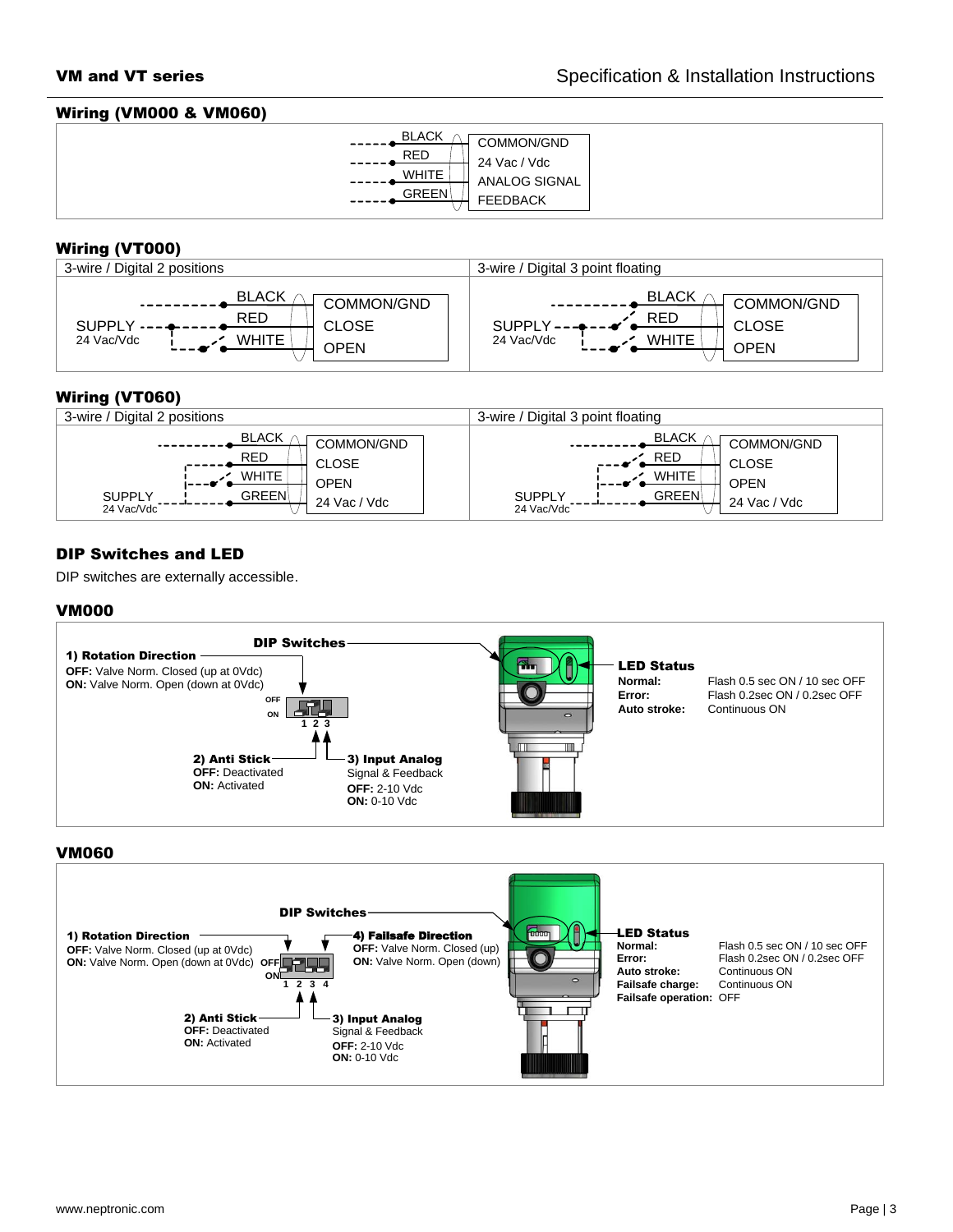## Wiring (VM000 & VM060)

| Wire | Function |
|---|---|
| BLACK | COMMON/GND |
| RED | 24 Vac / Vdc |
| WHITE | ANALOG SIGNAL |
| GREEN | FEEDBACK |

## Wiring (VT000)

**3-wire / Digital 2 positions**

SUPPLY 24 Vac/Vdc

| Wire | Function |
|---|---|
| BLACK | COMMON/GND |
| RED | CLOSE |
| WHITE | OPEN |

**3-wire / Digital 3 point floating**

SUPPLY 24 Vac/Vdc

| Wire | Function |
|---|---|
| BLACK | COMMON/GND |
| RED | CLOSE |
| WHITE | OPEN |

## Wiring (VT060)

**3-wire / Digital 2 positions**

SUPPLY 24 Vac/Vdc

| Wire | Function |
|---|---|
| BLACK | COMMON/GND |
| RED | CLOSE |
| WHITE | OPEN |
| GREEN | 24 Vac / Vdc |

**3-wire / Digital 3 point floating**

SUPPLY 24 Vac/Vdc

| Wire | Function |
|---|---|
| BLACK | COMMON/GND |
| RED | CLOSE |
| WHITE | OPEN |
| GREEN | 24 Vac / Vdc |

## DIP Switches and LED

DIP switches are externally accessible.

### VM000

**DIP Switches**

**1) Rotation Direction**
**OFF:** Valve Norm. Closed (up at 0Vdc)
**ON:** Valve Norm. Open (down at 0Vdc)

**2) Anti Stick**
**OFF:** Deactivated
**ON:** Activated

**3) Input Analog** Signal & Feedback
**OFF:** 2-10 Vdc
**ON:** 0-10 Vdc

**LED Status**

| | |
|---|---|
| **Normal:** | Flash 0.5 sec ON / 10 sec OFF |
| **Error:** | Flash 0.2sec ON / 0.2sec OFF |
| **Auto stroke:** | Continuous ON |

### VM060

**DIP Switches**

**1) Rotation Direction**
**OFF:** Valve Norm. Closed (up at 0Vdc)
**ON:** Valve Norm. Open (down at 0Vdc)

**2) Anti Stick**
**OFF:** Deactivated
**ON:** Activated

**3) Input Analog** Signal & Feedback
**OFF:** 2-10 Vdc
**ON:** 0-10 Vdc

**4) Failsafe Direction**
**OFF:** Valve Norm. Closed (up)
**ON:** Valve Norm. Open (down)

**LED Status**

| | |
|---|---|
| **Normal:** | Flash 0.5 sec ON / 10 sec OFF |
| **Error:** | Flash 0.2sec ON / 0.2sec OFF |
| **Auto stroke:** | Continuous ON |
| **Failsafe charge:** | Continuous ON |
| **Failsafe operation:** | OFF |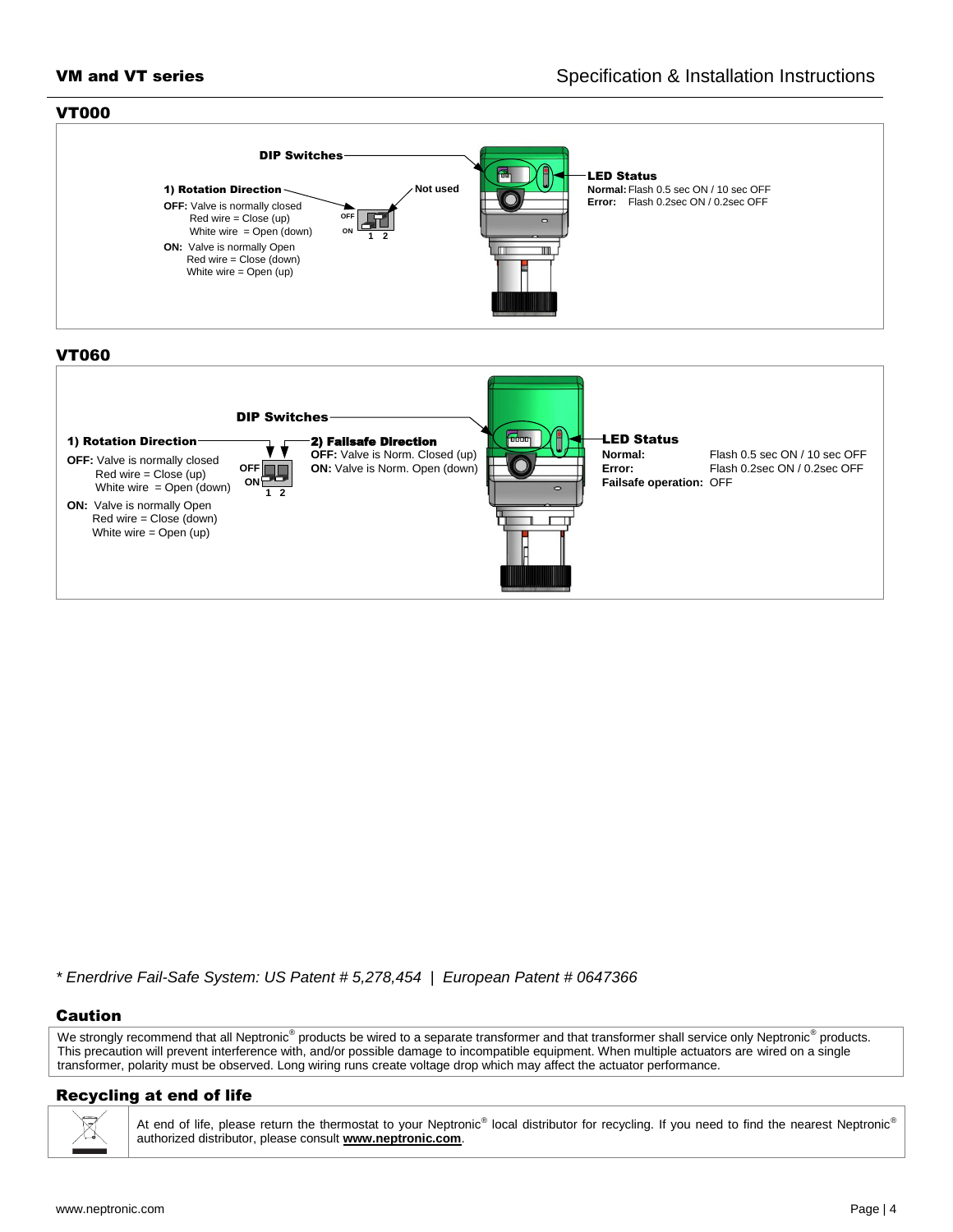## VT000

**DIP Switches**

**1) Rotation Direction**

**OFF:** Valve is normally closed
Red wire = Close (up)
White wire = Open (down)

**ON:** Valve is normally Open
Red wire = Close (down)
White wire = Open (up)

**Not used**

OFF
ON
1 2

**LED Status**
**Normal:** Flash 0.5 sec ON / 10 sec OFF
**Error:** Flash 0.2sec ON / 0.2sec OFF

## VT060

**DIP Switches**

**1) Rotation Direction**

**OFF:** Valve is normally closed
Red wire = Close (up)
White wire = Open (down)

**ON:** Valve is normally Open
Red wire = Close (down)
White wire = Open (up)

OFF
ON
1 2

**2) Failsafe Direction**
**OFF:** Valve is Norm. Closed (up)
**ON:** Valve is Norm. Open (down)

**LED Status**
**Normal:** Flash 0.5 sec ON / 10 sec OFF
**Error:** Flash 0.2sec ON / 0.2sec OFF
**Failsafe operation:** OFF

*\* Enerdrive Fail-Safe System: US Patent # 5,278,454 | European Patent # 0647366*

## Caution

We strongly recommend that all Neptronic® products be wired to a separate transformer and that transformer shall service only Neptronic® products. This precaution will prevent interference with, and/or possible damage to incompatible equipment. When multiple actuators are wired on a single transformer, polarity must be observed. Long wiring runs create voltage drop which may affect the actuator performance.

## Recycling at end of life

At end of life, please return the thermostat to your Neptronic® local distributor for recycling. If you need to find the nearest Neptronic® authorized distributor, please consult **www.neptronic.com**.